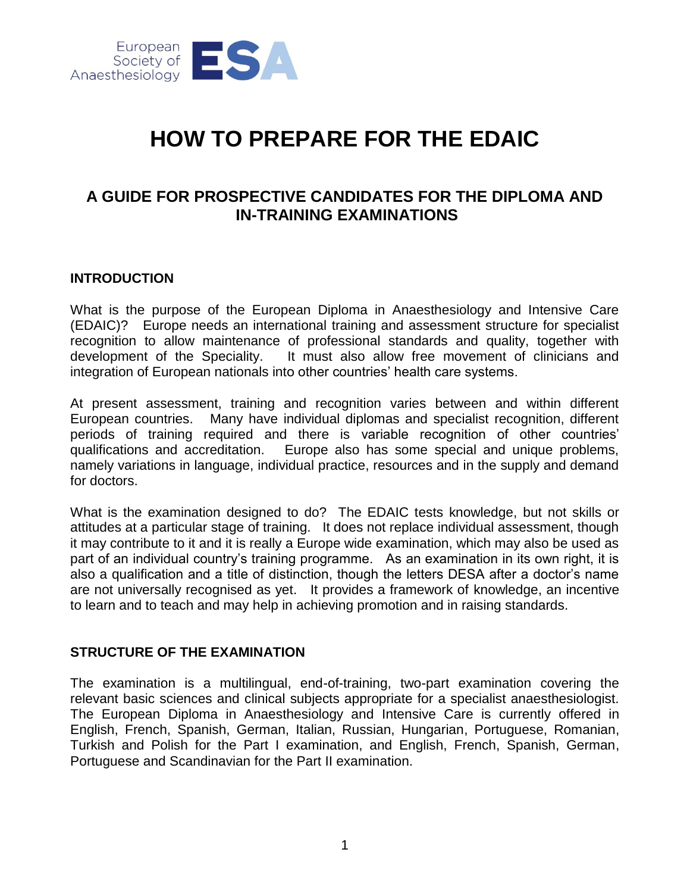# HOW TO PREPARE FOR THE EDAIC

## A GUIDE FOR PROSPECTIVE CANDIDATES FOR THE DIPLOMA AND IN-TRAINING EXAMINATIONS

### INTRODUCTION

What is the purpose of the European Diploma in Anaesthesiology and Intensive Care (EDAIC)? Europe needs an international training and assessment structure for specialist recognition to allow maintenance of professional standards and quality, together with development of the Speciality. It must also allow free movement of clinicians and integration of European nationals into other countries' health care systems.

At present assessment, training and recognition varies between and within different European countries. Many have individual diplomas and specialist recognition, different periods of training required and there is variable recognition of other countries' qualifications and accreditation. Europe also has some special and unique problems, namely variations in language, individual practice, resources and in the supply and demand for doctors.

What is the examination designed to do? The EDAIC tests knowledge, but not skills or attitudes at a particular stage of training. It does not replace individual assessment, though it may contribute to it and it is really a Europe wide examination, which may also be used as part of an individual country's training programme. As an examination in its own right, it is also a qualification and a title of distinction, though the letters DESA after a doctor's name are not universally recognised as yet. It provides a framework of knowledge, an incentive to learn and to teach and may help in achieving promotion and in raising standards.

### STRUCTURE OF THE EXAMINATION

The examination is a multilingual, end-of-training, two-part examination covering the relevant basic sciences and clinical subjects appropriate for a specialist anaesthesiologist. The European Diploma in Anaesthesiology and Intensive Care is currently offered in English, French, Spanish, German, Italian, Russian, Hungarian, Portuguese, Romanian, Turkish and Polish for the Part I examination, and English, French, Spanish, German, Portuguese and Scandinavian for the Part II examination.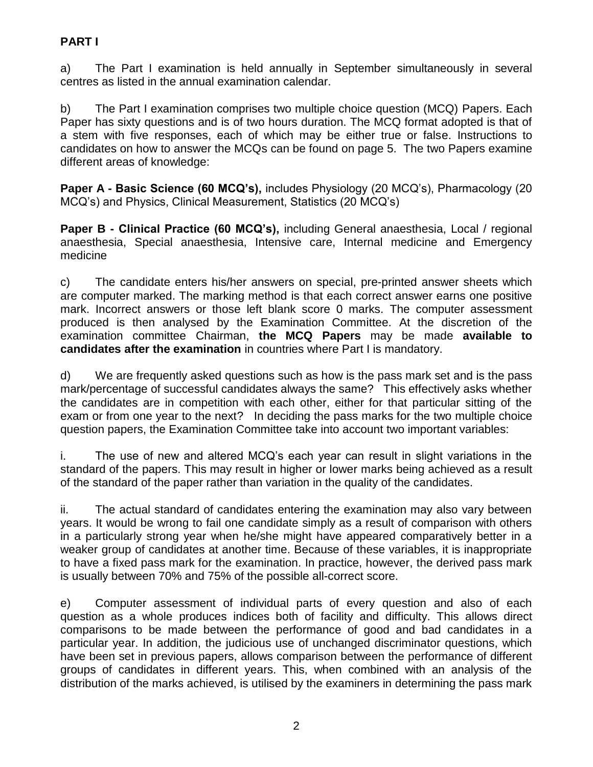**PART I**

a) The Part I examination is held annually in September simultaneously in several centres as listed in the annual examination calendar.

b) The Part I examination comprises two multiple choice question (MCQ) Papers. Each Paper has sixty questions and is of two hours duration. The MCQ format adopted is that of a stem with five responses, each of which may be either true or false. Instructions to candidates on how to answer the MCQs can be found on page 5. The two Papers examine different areas of knowledge:

**Paper A - Basic Science (60 MCQ's),** includes Physiology (20 MCQ's), Pharmacology (20 MCQ's) and Physics, Clinical Measurement, Statistics (20 MCQ's)

**Paper B - Clinical Practice (60 MCQ's),** including General anaesthesia, Local / regional anaesthesia, Special anaesthesia, Intensive care, Internal medicine and Emergency medicine

c) The candidate enters his/her answers on special, pre-printed answer sheets which are computer marked. The marking method is that each correct answer earns one positive mark. Incorrect answers or those left blank score 0 marks. The computer assessment produced is then analysed by the Examination Committee. At the discretion of the examination committee Chairman, **the MCQ Papers** may be made **available to candidates after the examination** in countries where Part I is mandatory.

d) We are frequently asked questions such as how is the pass mark set and is the pass mark/percentage of successful candidates always the same? This effectively asks whether the candidates are in competition with each other, either for that particular sitting of the exam or from one year to the next? In deciding the pass marks for the two multiple choice question papers, the Examination Committee take into account two important variables:

i. The use of new and altered MCQ's each year can result in slight variations in the standard of the papers. This may result in higher or lower marks being achieved as a result of the standard of the paper rather than variation in the quality of the candidates.

ii. The actual standard of candidates entering the examination may also vary between years. It would be wrong to fail one candidate simply as a result of comparison with others in a particularly strong year when he/she might have appeared comparatively better in a weaker group of candidates at another time. Because of these variables, it is inappropriate to have a fixed pass mark for the examination. In practice, however, the derived pass mark is usually between 70% and 75% of the possible all-correct score.

e) Computer assessment of individual parts of every question and also of each question as a whole produces indices both of facility and difficulty. This allows direct comparisons to be made between the performance of good and bad candidates in a particular year. In addition, the judicious use of unchanged discriminator questions, which have been set in previous papers, allows comparison between the performance of different groups of candidates in different years. This, when combined with an analysis of the distribution of the marks achieved, is utilised by the examiners in determining the pass mark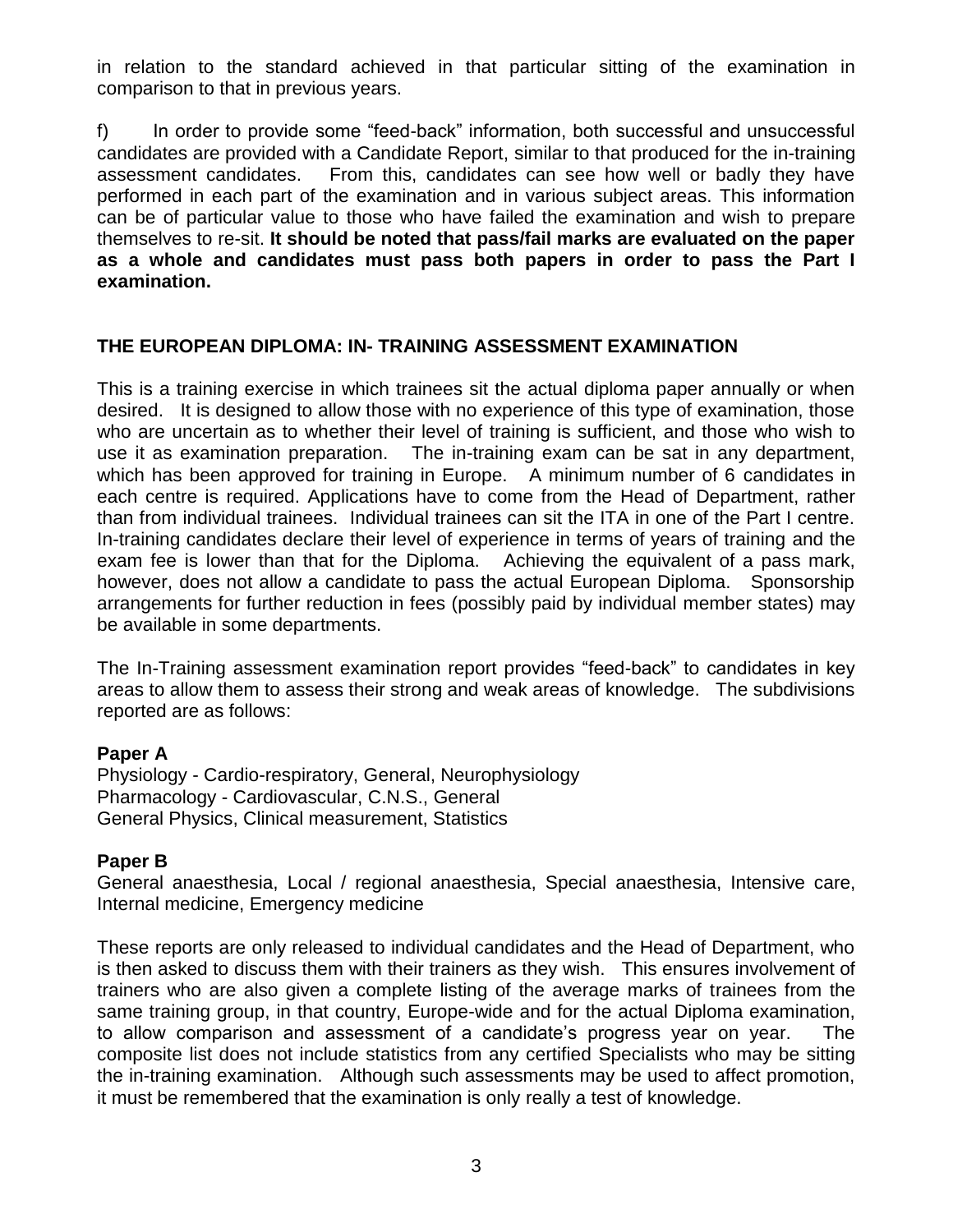in relation to the standard achieved in that particular sitting of the examination in comparison to that in previous years.

f) In order to provide some "feed-back" information, both successful and unsuccessful candidates are provided with a Candidate Report, similar to that produced for the in-training assessment candidates. From this, candidates can see how well or badly they have performed in each part of the examination and in various subject areas. This information can be of particular value to those who have failed the examination and wish to prepare themselves to re-sit. **It should be noted that pass/fail marks are evaluated on the paper as a whole and candidates must pass both papers in order to pass the Part I examination.**

## THE EUROPEAN DIPLOMA: IN- TRAINING ASSESSMENT EXAMINATION

This is a training exercise in which trainees sit the actual diploma paper annually or when desired. It is designed to allow those with no experience of this type of examination, those who are uncertain as to whether their level of training is sufficient, and those who wish to use it as examination preparation. The in-training exam can be sat in any department, which has been approved for training in Europe. A minimum number of 6 candidates in each centre is required. Applications have to come from the Head of Department, rather than from individual trainees. Individual trainees can sit the ITA in one of the Part I centre. In-training candidates declare their level of experience in terms of years of training and the exam fee is lower than that for the Diploma. Achieving the equivalent of a pass mark, however, does not allow a candidate to pass the actual European Diploma. Sponsorship arrangements for further reduction in fees (possibly paid by individual member states) may be available in some departments.

The In-Training assessment examination report provides "feed-back" to candidates in key areas to allow them to assess their strong and weak areas of knowledge. The subdivisions reported are as follows:

**Paper A**
Physiology - Cardio-respiratory, General, Neurophysiology
Pharmacology - Cardiovascular, C.N.S., General
General Physics, Clinical measurement, Statistics

**Paper B**
General anaesthesia, Local / regional anaesthesia, Special anaesthesia, Intensive care, Internal medicine, Emergency medicine

These reports are only released to individual candidates and the Head of Department, who is then asked to discuss them with their trainers as they wish. This ensures involvement of trainers who are also given a complete listing of the average marks of trainees from the same training group, in that country, Europe-wide and for the actual Diploma examination, to allow comparison and assessment of a candidate's progress year on year. The composite list does not include statistics from any certified Specialists who may be sitting the in-training examination. Although such assessments may be used to affect promotion, it must be remembered that the examination is only really a test of knowledge.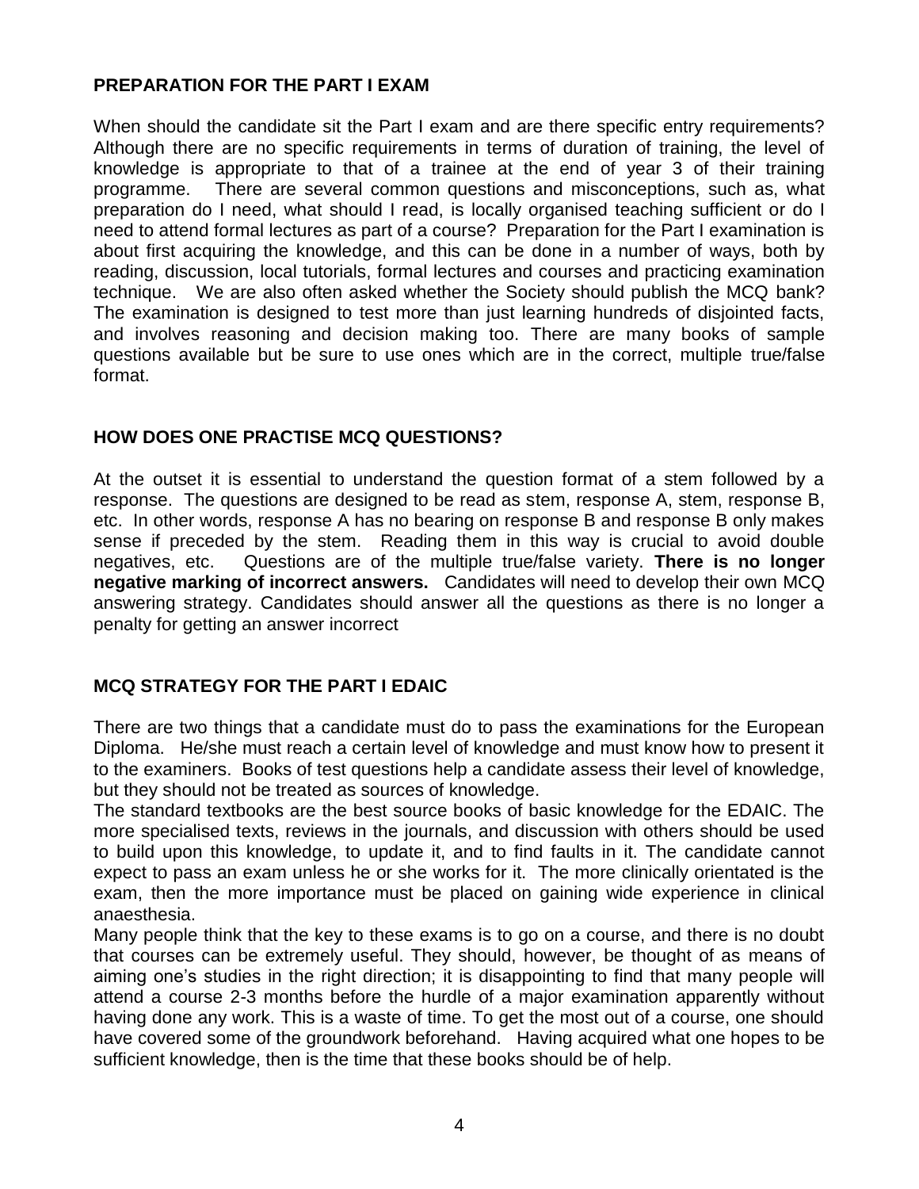## PREPARATION FOR THE PART I EXAM

When should the candidate sit the Part I exam and are there specific entry requirements? Although there are no specific requirements in terms of duration of training, the level of knowledge is appropriate to that of a trainee at the end of year 3 of their training programme. There are several common questions and misconceptions, such as, what preparation do I need, what should I read, is locally organised teaching sufficient or do I need to attend formal lectures as part of a course? Preparation for the Part I examination is about first acquiring the knowledge, and this can be done in a number of ways, both by reading, discussion, local tutorials, formal lectures and courses and practicing examination technique. We are also often asked whether the Society should publish the MCQ bank? The examination is designed to test more than just learning hundreds of disjointed facts, and involves reasoning and decision making too. There are many books of sample questions available but be sure to use ones which are in the correct, multiple true/false format.

## HOW DOES ONE PRACTISE MCQ QUESTIONS?

At the outset it is essential to understand the question format of a stem followed by a response. The questions are designed to be read as stem, response A, stem, response B, etc. In other words, response A has no bearing on response B and response B only makes sense if preceded by the stem. Reading them in this way is crucial to avoid double negatives, etc. Questions are of the multiple true/false variety. **There is no longer negative marking of incorrect answers.** Candidates will need to develop their own MCQ answering strategy. Candidates should answer all the questions as there is no longer a penalty for getting an answer incorrect

## MCQ STRATEGY FOR THE PART I EDAIC

There are two things that a candidate must do to pass the examinations for the European Diploma. He/she must reach a certain level of knowledge and must know how to present it to the examiners. Books of test questions help a candidate assess their level of knowledge, but they should not be treated as sources of knowledge.

The standard textbooks are the best source books of basic knowledge for the EDAIC. The more specialised texts, reviews in the journals, and discussion with others should be used to build upon this knowledge, to update it, and to find faults in it. The candidate cannot expect to pass an exam unless he or she works for it. The more clinically orientated is the exam, then the more importance must be placed on gaining wide experience in clinical anaesthesia.

Many people think that the key to these exams is to go on a course, and there is no doubt that courses can be extremely useful. They should, however, be thought of as means of aiming one's studies in the right direction; it is disappointing to find that many people will attend a course 2-3 months before the hurdle of a major examination apparently without having done any work. This is a waste of time. To get the most out of a course, one should have covered some of the groundwork beforehand. Having acquired what one hopes to be sufficient knowledge, then is the time that these books should be of help.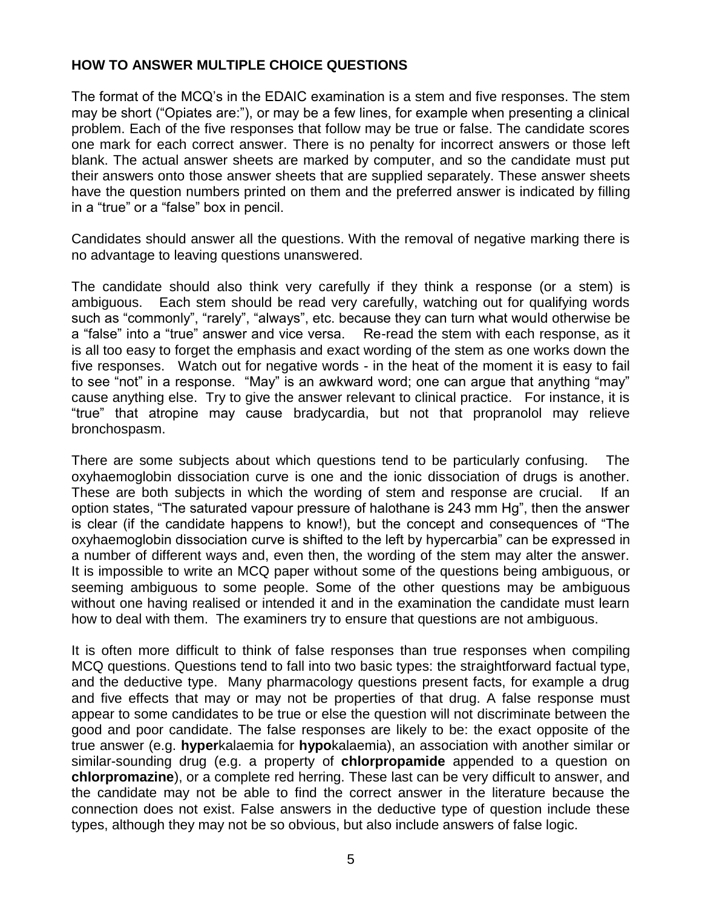**HOW TO ANSWER MULTIPLE CHOICE QUESTIONS**

The format of the MCQ's in the EDAIC examination is a stem and five responses. The stem may be short ("Opiates are:"), or may be a few lines, for example when presenting a clinical problem. Each of the five responses that follow may be true or false. The candidate scores one mark for each correct answer. There is no penalty for incorrect answers or those left blank. The actual answer sheets are marked by computer, and so the candidate must put their answers onto those answer sheets that are supplied separately. These answer sheets have the question numbers printed on them and the preferred answer is indicated by filling in a "true" or a "false" box in pencil.

Candidates should answer all the questions. With the removal of negative marking there is no advantage to leaving questions unanswered.

The candidate should also think very carefully if they think a response (or a stem) is ambiguous. Each stem should be read very carefully, watching out for qualifying words such as "commonly", "rarely", "always", etc. because they can turn what would otherwise be a "false" into a "true" answer and vice versa. Re-read the stem with each response, as it is all too easy to forget the emphasis and exact wording of the stem as one works down the five responses. Watch out for negative words - in the heat of the moment it is easy to fail to see "not" in a response. "May" is an awkward word; one can argue that anything "may" cause anything else. Try to give the answer relevant to clinical practice. For instance, it is "true" that atropine may cause bradycardia, but not that propranolol may relieve bronchospasm.

There are some subjects about which questions tend to be particularly confusing. The oxyhaemoglobin dissociation curve is one and the ionic dissociation of drugs is another. These are both subjects in which the wording of stem and response are crucial. If an option states, "The saturated vapour pressure of halothane is 243 mm Hg", then the answer is clear (if the candidate happens to know!), but the concept and consequences of "The oxyhaemoglobin dissociation curve is shifted to the left by hypercarbia" can be expressed in a number of different ways and, even then, the wording of the stem may alter the answer. It is impossible to write an MCQ paper without some of the questions being ambiguous, or seeming ambiguous to some people. Some of the other questions may be ambiguous without one having realised or intended it and in the examination the candidate must learn how to deal with them. The examiners try to ensure that questions are not ambiguous.

It is often more difficult to think of false responses than true responses when compiling MCQ questions. Questions tend to fall into two basic types: the straightforward factual type, and the deductive type. Many pharmacology questions present facts, for example a drug and five effects that may or may not be properties of that drug. A false response must appear to some candidates to be true or else the question will not discriminate between the good and poor candidate. The false responses are likely to be: the exact opposite of the true answer (e.g. **hyper**kalaemia for **hypo**kalaemia), an association with another similar or similar-sounding drug (e.g. a property of **chlorpropamide** appended to a question on **chlorpromazine**), or a complete red herring. These last can be very difficult to answer, and the candidate may not be able to find the correct answer in the literature because the connection does not exist. False answers in the deductive type of question include these types, although they may not be so obvious, but also include answers of false logic.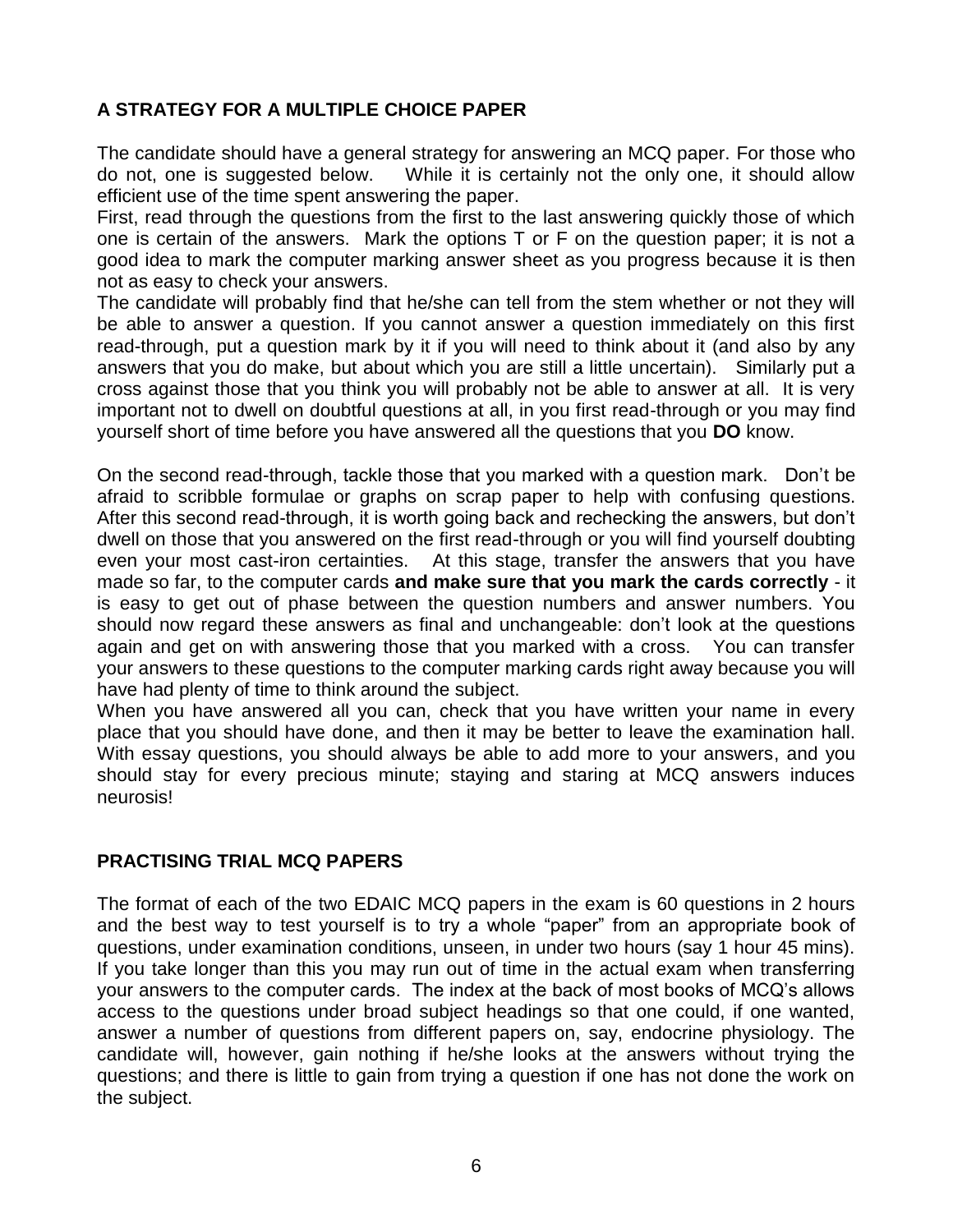## A STRATEGY FOR A MULTIPLE CHOICE PAPER

The candidate should have a general strategy for answering an MCQ paper. For those who do not, one is suggested below. While it is certainly not the only one, it should allow efficient use of the time spent answering the paper.

First, read through the questions from the first to the last answering quickly those of which one is certain of the answers. Mark the options T or F on the question paper; it is not a good idea to mark the computer marking answer sheet as you progress because it is then not as easy to check your answers.

The candidate will probably find that he/she can tell from the stem whether or not they will be able to answer a question. If you cannot answer a question immediately on this first read-through, put a question mark by it if you will need to think about it (and also by any answers that you do make, but about which you are still a little uncertain). Similarly put a cross against those that you think you will probably not be able to answer at all. It is very important not to dwell on doubtful questions at all, in you first read-through or you may find yourself short of time before you have answered all the questions that you **DO** know.

On the second read-through, tackle those that you marked with a question mark. Don't be afraid to scribble formulae or graphs on scrap paper to help with confusing questions. After this second read-through, it is worth going back and rechecking the answers, but don't dwell on those that you answered on the first read-through or you will find yourself doubting even your most cast-iron certainties. At this stage, transfer the answers that you have made so far, to the computer cards **and make sure that you mark the cards correctly** - it is easy to get out of phase between the question numbers and answer numbers. You should now regard these answers as final and unchangeable: don't look at the questions again and get on with answering those that you marked with a cross. You can transfer your answers to these questions to the computer marking cards right away because you will have had plenty of time to think around the subject.

When you have answered all you can, check that you have written your name in every place that you should have done, and then it may be better to leave the examination hall. With essay questions, you should always be able to add more to your answers, and you should stay for every precious minute; staying and staring at MCQ answers induces neurosis!

## PRACTISING TRIAL MCQ PAPERS

The format of each of the two EDAIC MCQ papers in the exam is 60 questions in 2 hours and the best way to test yourself is to try a whole "paper" from an appropriate book of questions, under examination conditions, unseen, in under two hours (say 1 hour 45 mins). If you take longer than this you may run out of time in the actual exam when transferring your answers to the computer cards. The index at the back of most books of MCQ's allows access to the questions under broad subject headings so that one could, if one wanted, answer a number of questions from different papers on, say, endocrine physiology. The candidate will, however, gain nothing if he/she looks at the answers without trying the questions; and there is little to gain from trying a question if one has not done the work on the subject.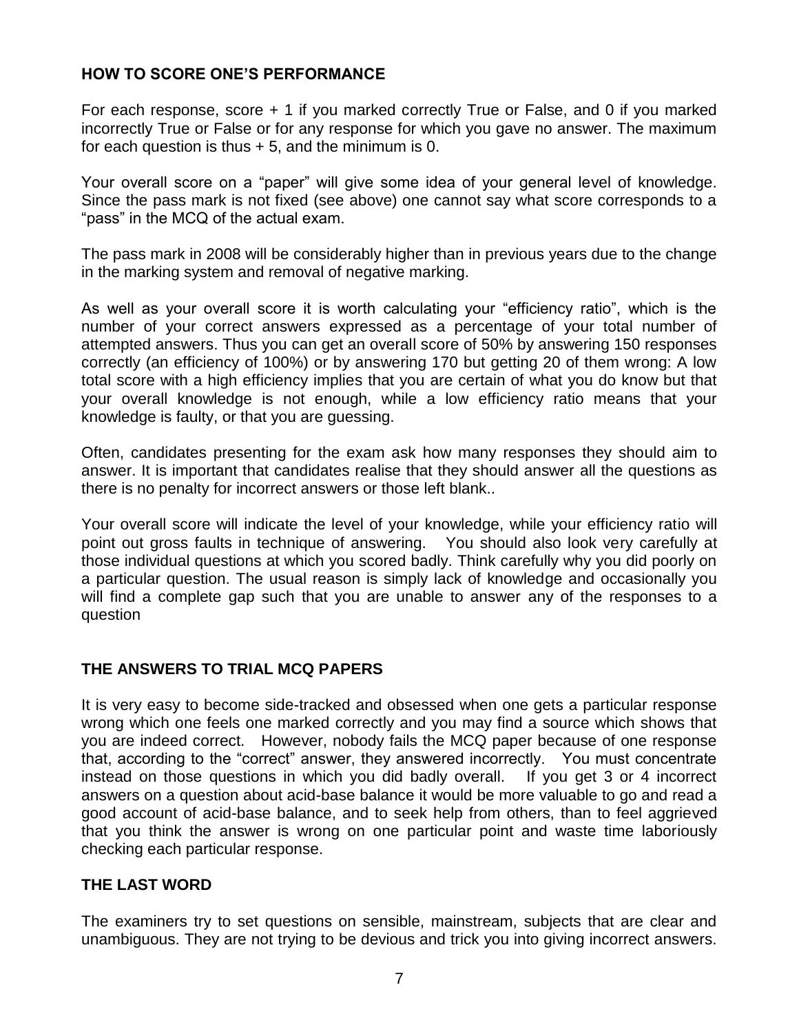## HOW TO SCORE ONE'S PERFORMANCE

For each response, score + 1 if you marked correctly True or False, and 0 if you marked incorrectly True or False or for any response for which you gave no answer. The maximum for each question is thus + 5, and the minimum is 0.

Your overall score on a "paper" will give some idea of your general level of knowledge. Since the pass mark is not fixed (see above) one cannot say what score corresponds to a "pass" in the MCQ of the actual exam.

The pass mark in 2008 will be considerably higher than in previous years due to the change in the marking system and removal of negative marking.

As well as your overall score it is worth calculating your "efficiency ratio", which is the number of your correct answers expressed as a percentage of your total number of attempted answers. Thus you can get an overall score of 50% by answering 150 responses correctly (an efficiency of 100%) or by answering 170 but getting 20 of them wrong: A low total score with a high efficiency implies that you are certain of what you do know but that your overall knowledge is not enough, while a low efficiency ratio means that your knowledge is faulty, or that you are guessing.

Often, candidates presenting for the exam ask how many responses they should aim to answer. It is important that candidates realise that they should answer all the questions as there is no penalty for incorrect answers or those left blank..

Your overall score will indicate the level of your knowledge, while your efficiency ratio will point out gross faults in technique of answering. You should also look very carefully at those individual questions at which you scored badly. Think carefully why you did poorly on a particular question. The usual reason is simply lack of knowledge and occasionally you will find a complete gap such that you are unable to answer any of the responses to a question

## THE ANSWERS TO TRIAL MCQ PAPERS

It is very easy to become side-tracked and obsessed when one gets a particular response wrong which one feels one marked correctly and you may find a source which shows that you are indeed correct. However, nobody fails the MCQ paper because of one response that, according to the "correct" answer, they answered incorrectly. You must concentrate instead on those questions in which you did badly overall. If you get 3 or 4 incorrect answers on a question about acid-base balance it would be more valuable to go and read a good account of acid-base balance, and to seek help from others, than to feel aggrieved that you think the answer is wrong on one particular point and waste time laboriously checking each particular response.

## THE LAST WORD

The examiners try to set questions on sensible, mainstream, subjects that are clear and unambiguous. They are not trying to be devious and trick you into giving incorrect answers.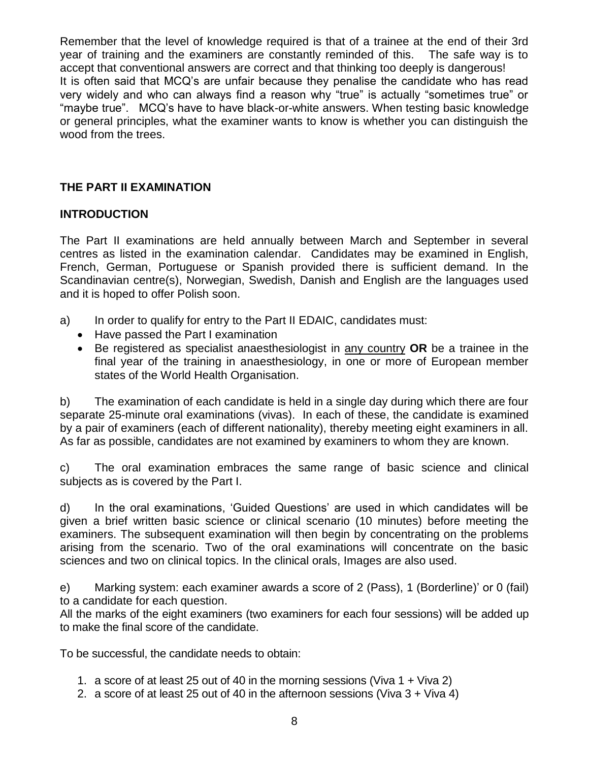Remember that the level of knowledge required is that of a trainee at the end of their 3rd year of training and the examiners are constantly reminded of this. The safe way is to accept that conventional answers are correct and that thinking too deeply is dangerous!
It is often said that MCQ's are unfair because they penalise the candidate who has read very widely and who can always find a reason why "true" is actually "sometimes true" or "maybe true". MCQ's have to have black-or-white answers. When testing basic knowledge or general principles, what the examiner wants to know is whether you can distinguish the wood from the trees.

## THE PART II EXAMINATION

### INTRODUCTION

The Part II examinations are held annually between March and September in several centres as listed in the examination calendar. Candidates may be examined in English, French, German, Portuguese or Spanish provided there is sufficient demand. In the Scandinavian centre(s), Norwegian, Swedish, Danish and English are the languages used and it is hoped to offer Polish soon.

a) In order to qualify for entry to the Part II EDAIC, candidates must:

- Have passed the Part I examination
- Be registered as specialist anaesthesiologist in <u>any country</u> **OR** be a trainee in the final year of the training in anaesthesiology, in one or more of European member states of the World Health Organisation.

b) The examination of each candidate is held in a single day during which there are four separate 25-minute oral examinations (vivas). In each of these, the candidate is examined by a pair of examiners (each of different nationality), thereby meeting eight examiners in all. As far as possible, candidates are not examined by examiners to whom they are known.

c) The oral examination embraces the same range of basic science and clinical subjects as is covered by the Part I.

d) In the oral examinations, 'Guided Questions' are used in which candidates will be given a brief written basic science or clinical scenario (10 minutes) before meeting the examiners. The subsequent examination will then begin by concentrating on the problems arising from the scenario. Two of the oral examinations will concentrate on the basic sciences and two on clinical topics. In the clinical orals, Images are also used.

e) Marking system: each examiner awards a score of 2 (Pass), 1 (Borderline)' or 0 (fail) to a candidate for each question.
All the marks of the eight examiners (two examiners for each four sessions) will be added up to make the final score of the candidate.

To be successful, the candidate needs to obtain:

1. a score of at least 25 out of 40 in the morning sessions (Viva 1 + Viva 2)
2. a score of at least 25 out of 40 in the afternoon sessions (Viva 3 + Viva 4)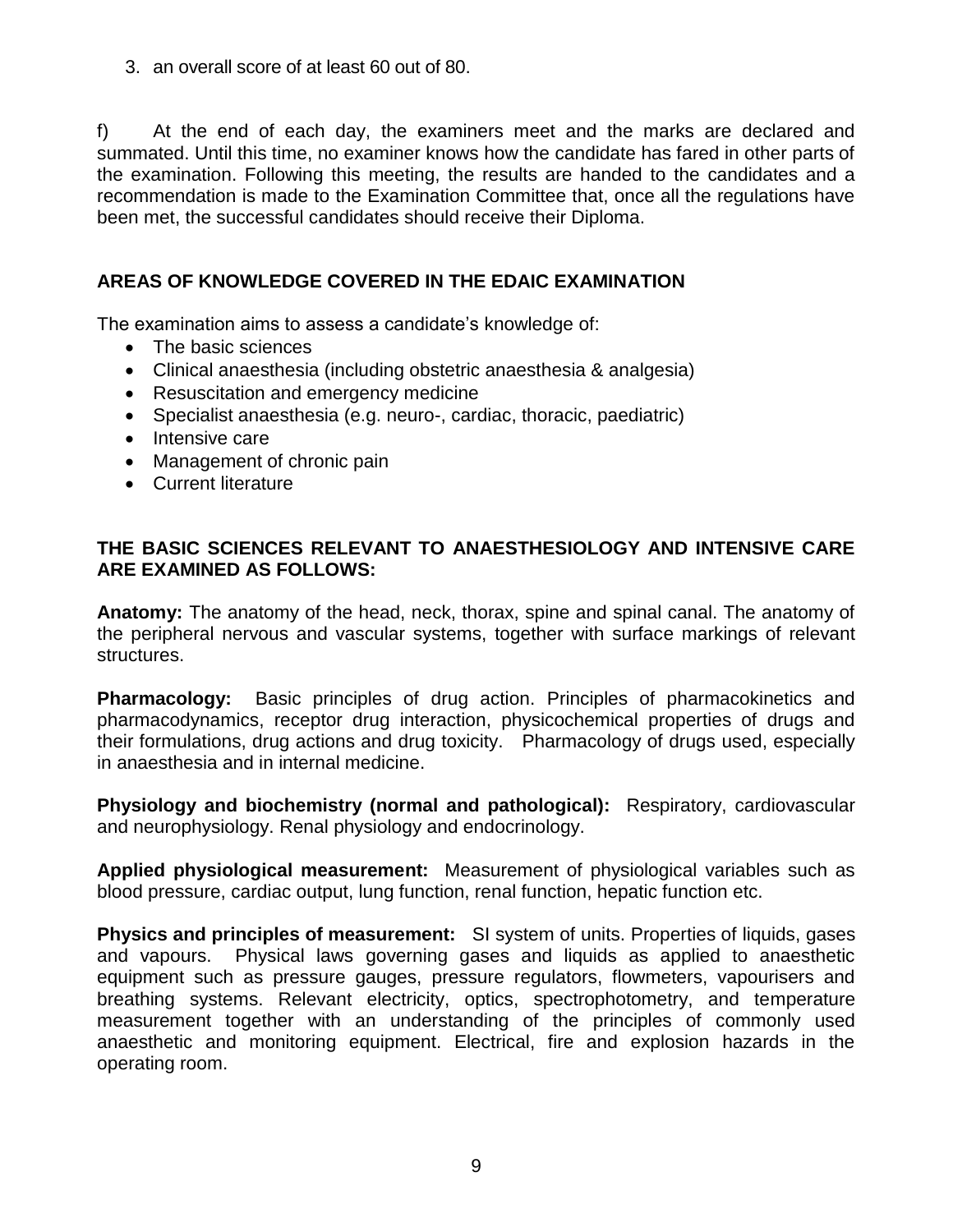3. an overall score of at least 60 out of 80.

f) At the end of each day, the examiners meet and the marks are declared and summated. Until this time, no examiner knows how the candidate has fared in other parts of the examination. Following this meeting, the results are handed to the candidates and a recommendation is made to the Examination Committee that, once all the regulations have been met, the successful candidates should receive their Diploma.

## AREAS OF KNOWLEDGE COVERED IN THE EDAIC EXAMINATION

The examination aims to assess a candidate's knowledge of:

- The basic sciences
- Clinical anaesthesia (including obstetric anaesthesia & analgesia)
- Resuscitation and emergency medicine
- Specialist anaesthesia (e.g. neuro-, cardiac, thoracic, paediatric)
- Intensive care
- Management of chronic pain
- Current literature

## THE BASIC SCIENCES RELEVANT TO ANAESTHESIOLOGY AND INTENSIVE CARE ARE EXAMINED AS FOLLOWS:

**Anatomy:** The anatomy of the head, neck, thorax, spine and spinal canal. The anatomy of the peripheral nervous and vascular systems, together with surface markings of relevant structures.

**Pharmacology:** Basic principles of drug action. Principles of pharmacokinetics and pharmacodynamics, receptor drug interaction, physicochemical properties of drugs and their formulations, drug actions and drug toxicity. Pharmacology of drugs used, especially in anaesthesia and in internal medicine.

**Physiology and biochemistry (normal and pathological):** Respiratory, cardiovascular and neurophysiology. Renal physiology and endocrinology.

**Applied physiological measurement:** Measurement of physiological variables such as blood pressure, cardiac output, lung function, renal function, hepatic function etc.

**Physics and principles of measurement:** SI system of units. Properties of liquids, gases and vapours. Physical laws governing gases and liquids as applied to anaesthetic equipment such as pressure gauges, pressure regulators, flowmeters, vapourisers and breathing systems. Relevant electricity, optics, spectrophotometry, and temperature measurement together with an understanding of the principles of commonly used anaesthetic and monitoring equipment. Electrical, fire and explosion hazards in the operating room.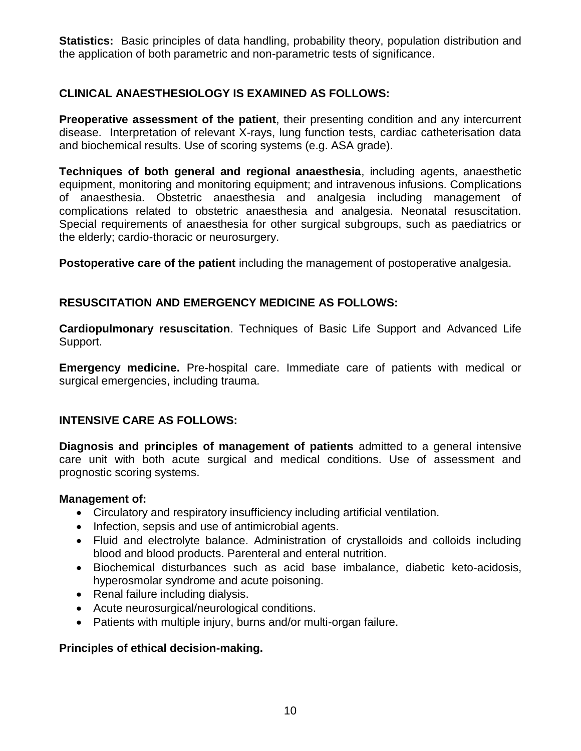**Statistics:** Basic principles of data handling, probability theory, population distribution and the application of both parametric and non-parametric tests of significance.

## CLINICAL ANAESTHESIOLOGY IS EXAMINED AS FOLLOWS:

**Preoperative assessment of the patient**, their presenting condition and any intercurrent disease. Interpretation of relevant X-rays, lung function tests, cardiac catheterisation data and biochemical results. Use of scoring systems (e.g. ASA grade).

**Techniques of both general and regional anaesthesia**, including agents, anaesthetic equipment, monitoring and monitoring equipment; and intravenous infusions. Complications of anaesthesia. Obstetric anaesthesia and analgesia including management of complications related to obstetric anaesthesia and analgesia. Neonatal resuscitation. Special requirements of anaesthesia for other surgical subgroups, such as paediatrics or the elderly; cardio-thoracic or neurosurgery.

**Postoperative care of the patient** including the management of postoperative analgesia.

## RESUSCITATION AND EMERGENCY MEDICINE AS FOLLOWS:

**Cardiopulmonary resuscitation**. Techniques of Basic Life Support and Advanced Life Support.

**Emergency medicine.** Pre-hospital care. Immediate care of patients with medical or surgical emergencies, including trauma.

## INTENSIVE CARE AS FOLLOWS:

**Diagnosis and principles of management of patients** admitted to a general intensive care unit with both acute surgical and medical conditions. Use of assessment and prognostic scoring systems.

**Management of:**

- Circulatory and respiratory insufficiency including artificial ventilation.
- Infection, sepsis and use of antimicrobial agents.
- Fluid and electrolyte balance. Administration of crystalloids and colloids including blood and blood products. Parenteral and enteral nutrition.
- Biochemical disturbances such as acid base imbalance, diabetic keto-acidosis, hyperosmolar syndrome and acute poisoning.
- Renal failure including dialysis.
- Acute neurosurgical/neurological conditions.
- Patients with multiple injury, burns and/or multi-organ failure.

**Principles of ethical decision-making.**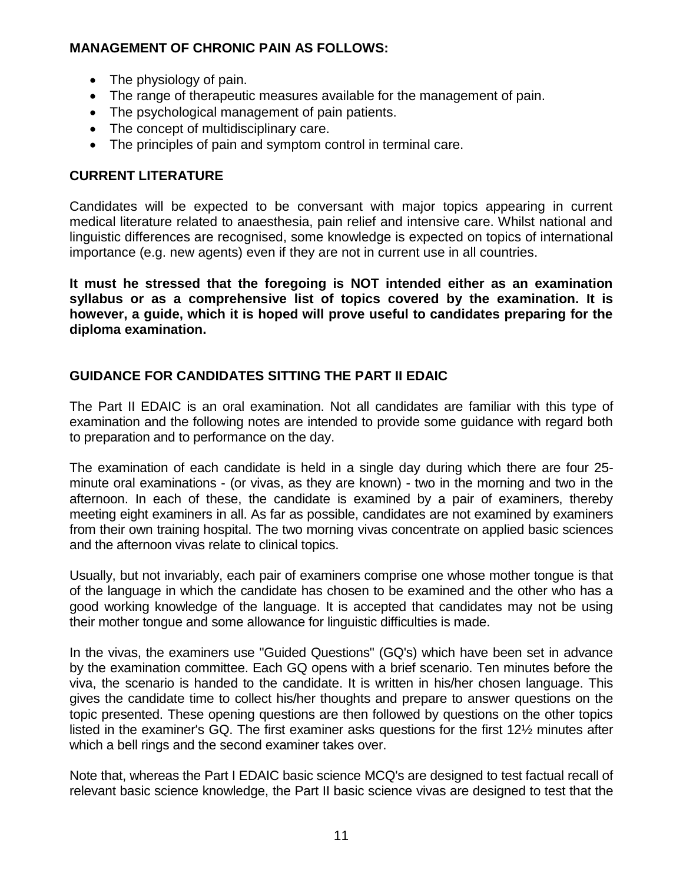**MANAGEMENT OF CHRONIC PAIN AS FOLLOWS:**

- The physiology of pain.
- The range of therapeutic measures available for the management of pain.
- The psychological management of pain patients.
- The concept of multidisciplinary care.
- The principles of pain and symptom control in terminal care.

**CURRENT LITERATURE**

Candidates will be expected to be conversant with major topics appearing in current medical literature related to anaesthesia, pain relief and intensive care. Whilst national and linguistic differences are recognised, some knowledge is expected on topics of international importance (e.g. new agents) even if they are not in current use in all countries.

**It must he stressed that the foregoing is NOT intended either as an examination syllabus or as a comprehensive list of topics covered by the examination. It is however, a guide, which it is hoped will prove useful to candidates preparing for the diploma examination.**

**GUIDANCE FOR CANDIDATES SITTING THE PART II EDAIC**

The Part II EDAIC is an oral examination. Not all candidates are familiar with this type of examination and the following notes are intended to provide some guidance with regard both to preparation and to performance on the day.

The examination of each candidate is held in a single day during which there are four 25-minute oral examinations - (or vivas, as they are known) - two in the morning and two in the afternoon. In each of these, the candidate is examined by a pair of examiners, thereby meeting eight examiners in all. As far as possible, candidates are not examined by examiners from their own training hospital. The two morning vivas concentrate on applied basic sciences and the afternoon vivas relate to clinical topics.

Usually, but not invariably, each pair of examiners comprise one whose mother tongue is that of the language in which the candidate has chosen to be examined and the other who has a good working knowledge of the language. It is accepted that candidates may not be using their mother tongue and some allowance for linguistic difficulties is made.

In the vivas, the examiners use "Guided Questions" (GQ's) which have been set in advance by the examination committee. Each GQ opens with a brief scenario. Ten minutes before the viva, the scenario is handed to the candidate. It is written in his/her chosen language. This gives the candidate time to collect his/her thoughts and prepare to answer questions on the topic presented. These opening questions are then followed by questions on the other topics listed in the examiner's GQ. The first examiner asks questions for the first 12½ minutes after which a bell rings and the second examiner takes over.

Note that, whereas the Part I EDAIC basic science MCQ's are designed to test factual recall of relevant basic science knowledge, the Part II basic science vivas are designed to test that the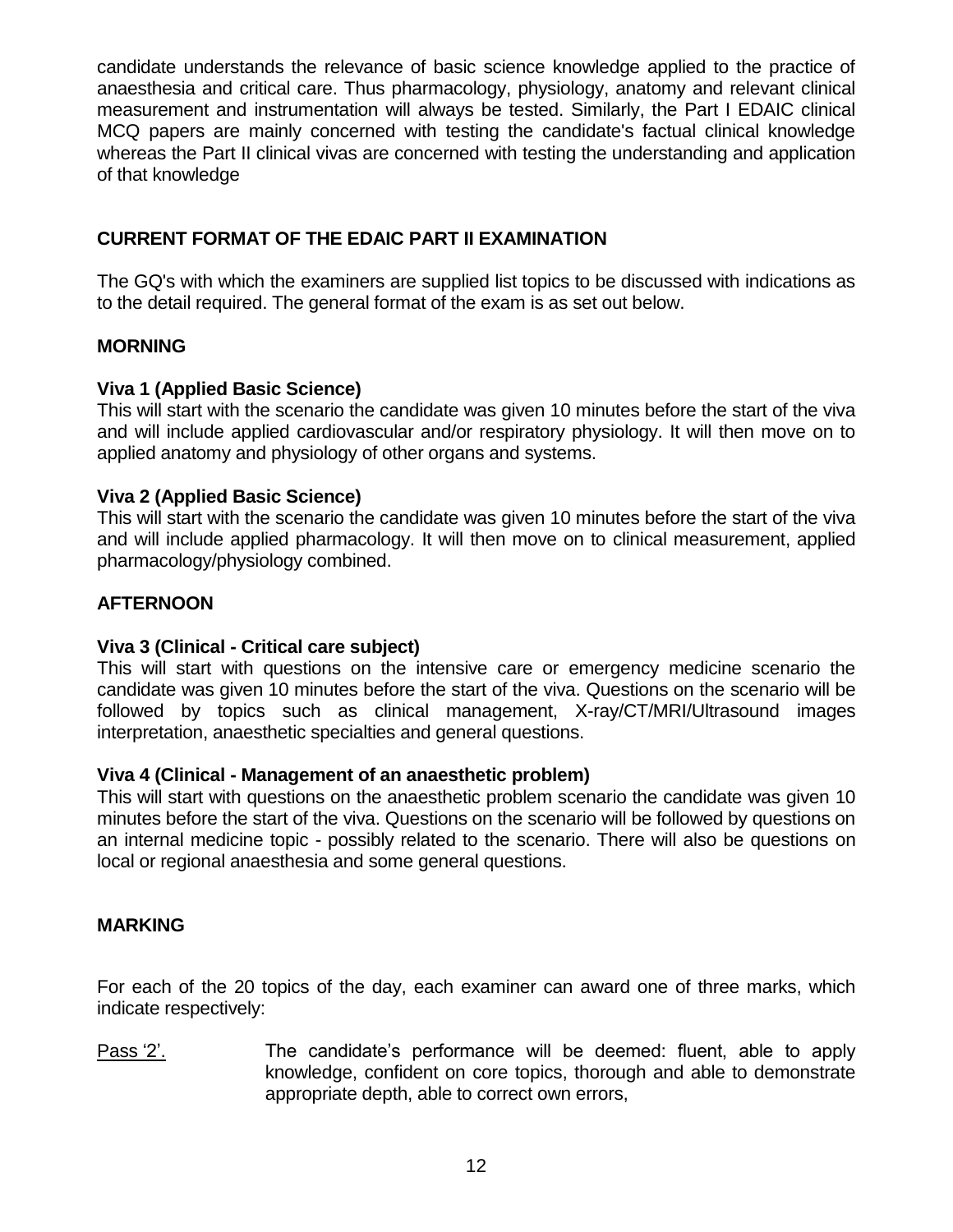candidate understands the relevance of basic science knowledge applied to the practice of anaesthesia and critical care. Thus pharmacology, physiology, anatomy and relevant clinical measurement and instrumentation will always be tested. Similarly, the Part I EDAIC clinical MCQ papers are mainly concerned with testing the candidate's factual clinical knowledge whereas the Part II clinical vivas are concerned with testing the understanding and application of that knowledge

## CURRENT FORMAT OF THE EDAIC PART II EXAMINATION

The GQ's with which the examiners are supplied list topics to be discussed with indications as to the detail required. The general format of the exam is as set out below.

### MORNING

**Viva 1 (Applied Basic Science)**
This will start with the scenario the candidate was given 10 minutes before the start of the viva and will include applied cardiovascular and/or respiratory physiology. It will then move on to applied anatomy and physiology of other organs and systems.

**Viva 2 (Applied Basic Science)**
This will start with the scenario the candidate was given 10 minutes before the start of the viva and will include applied pharmacology. It will then move on to clinical measurement, applied pharmacology/physiology combined.

### AFTERNOON

**Viva 3 (Clinical - Critical care subject)**
This will start with questions on the intensive care or emergency medicine scenario the candidate was given 10 minutes before the start of the viva. Questions on the scenario will be followed by topics such as clinical management, X-ray/CT/MRI/Ultrasound images interpretation, anaesthetic specialties and general questions.

**Viva 4 (Clinical - Management of an anaesthetic problem)**
This will start with questions on the anaesthetic problem scenario the candidate was given 10 minutes before the start of the viva. Questions on the scenario will be followed by questions on an internal medicine topic - possibly related to the scenario. There will also be questions on local or regional anaesthesia and some general questions.

## MARKING

For each of the 20 topics of the day, each examiner can award one of three marks, which indicate respectively:

Pass '2'. The candidate's performance will be deemed: fluent, able to apply knowledge, confident on core topics, thorough and able to demonstrate appropriate depth, able to correct own errors,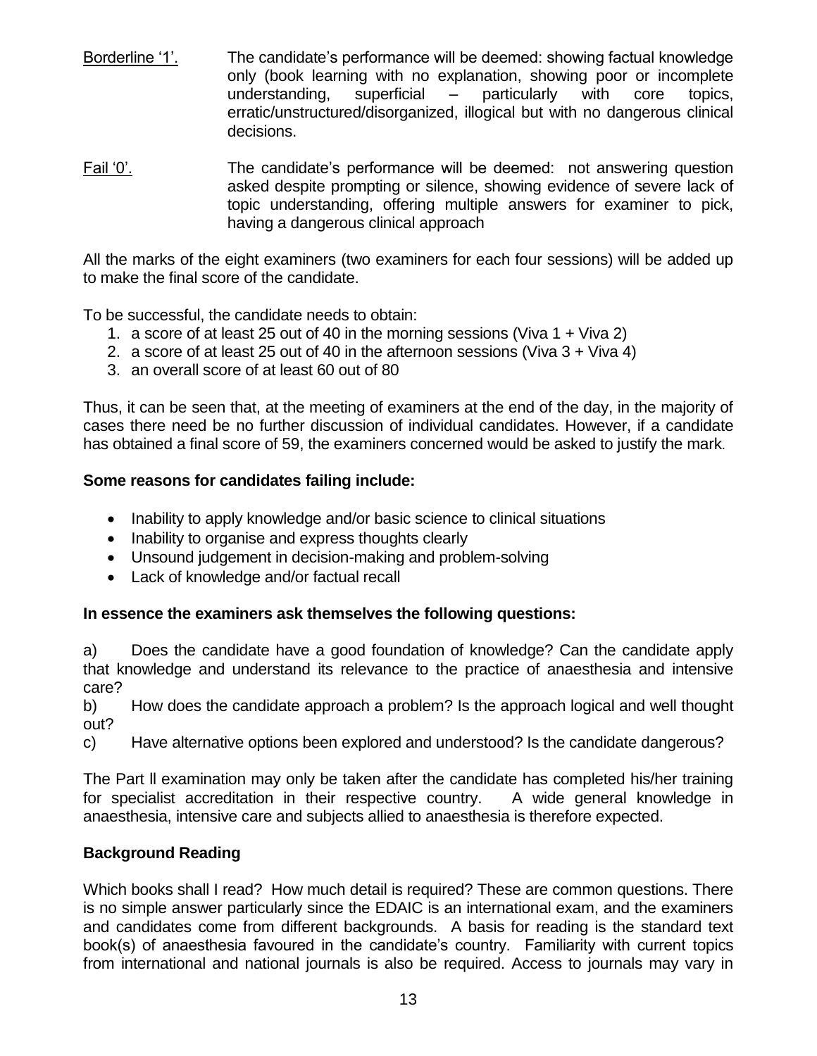Borderline '1'. The candidate's performance will be deemed: showing factual knowledge only (book learning with no explanation, showing poor or incomplete understanding, superficial – particularly with core topics, erratic/unstructured/disorganized, illogical but with no dangerous clinical decisions.

Fail '0'. The candidate's performance will be deemed: not answering question asked despite prompting or silence, showing evidence of severe lack of topic understanding, offering multiple answers for examiner to pick, having a dangerous clinical approach

All the marks of the eight examiners (two examiners for each four sessions) will be added up to make the final score of the candidate.

To be successful, the candidate needs to obtain:

1. a score of at least 25 out of 40 in the morning sessions (Viva 1 + Viva 2)
2. a score of at least 25 out of 40 in the afternoon sessions (Viva 3 + Viva 4)
3. an overall score of at least 60 out of 80

Thus, it can be seen that, at the meeting of examiners at the end of the day, in the majority of cases there need be no further discussion of individual candidates. However, if a candidate has obtained a final score of 59, the examiners concerned would be asked to justify the mark.

**Some reasons for candidates failing include:**

- Inability to apply knowledge and/or basic science to clinical situations
- Inability to organise and express thoughts clearly
- Unsound judgement in decision-making and problem-solving
- Lack of knowledge and/or factual recall

**In essence the examiners ask themselves the following questions:**

a) Does the candidate have a good foundation of knowledge? Can the candidate apply that knowledge and understand its relevance to the practice of anaesthesia and intensive care?

b) How does the candidate approach a problem? Is the approach logical and well thought out?

c) Have alternative options been explored and understood? Is the candidate dangerous?

The Part ll examination may only be taken after the candidate has completed his/her training for specialist accreditation in their respective country. A wide general knowledge in anaesthesia, intensive care and subjects allied to anaesthesia is therefore expected.

**Background Reading**

Which books shall I read? How much detail is required? These are common questions. There is no simple answer particularly since the EDAIC is an international exam, and the examiners and candidates come from different backgrounds. A basis for reading is the standard text book(s) of anaesthesia favoured in the candidate's country. Familiarity with current topics from international and national journals is also be required. Access to journals may vary in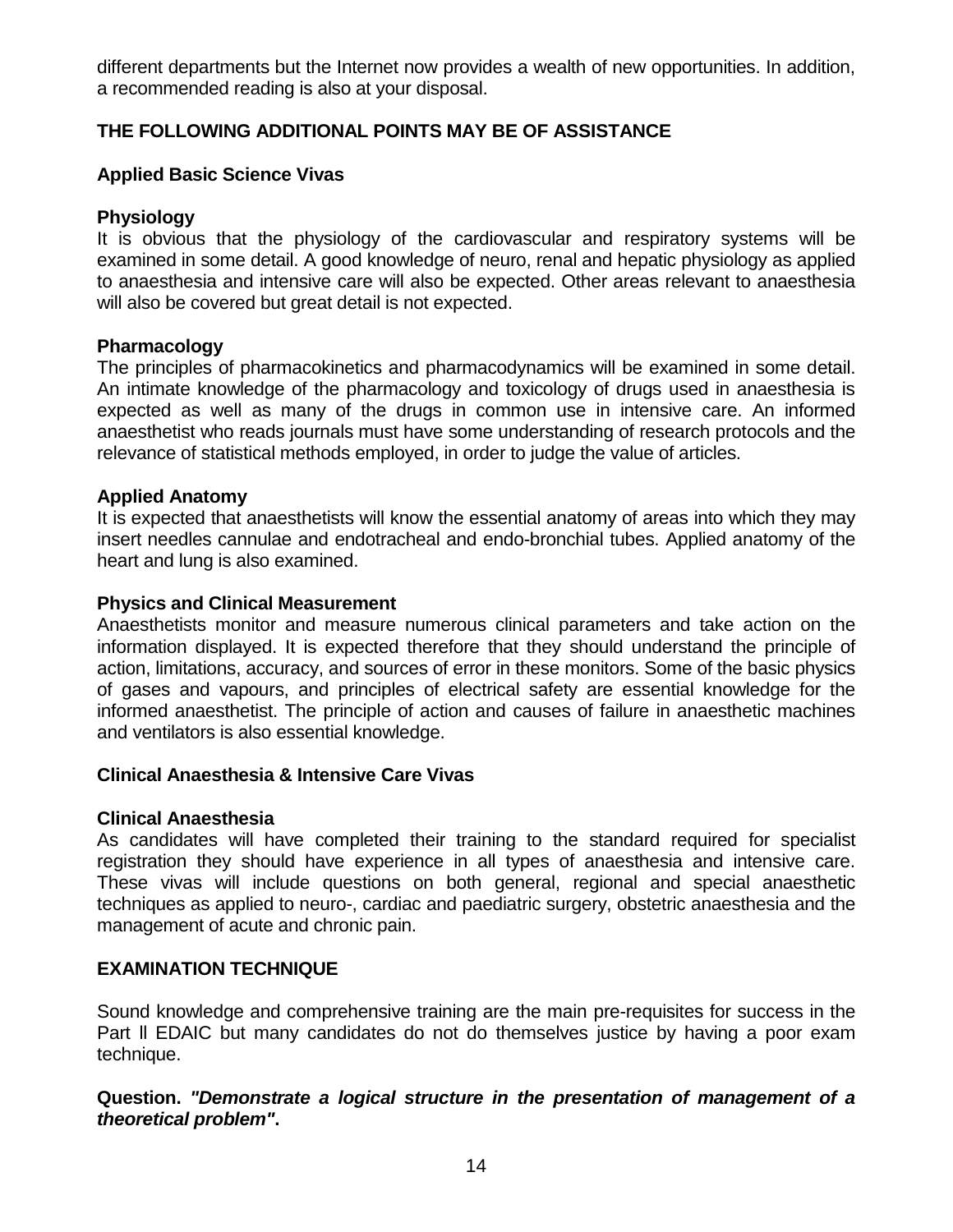different departments but the Internet now provides a wealth of new opportunities. In addition, a recommended reading is also at your disposal.

## THE FOLLOWING ADDITIONAL POINTS MAY BE OF ASSISTANCE

### Applied Basic Science Vivas

#### Physiology

It is obvious that the physiology of the cardiovascular and respiratory systems will be examined in some detail. A good knowledge of neuro, renal and hepatic physiology as applied to anaesthesia and intensive care will also be expected. Other areas relevant to anaesthesia will also be covered but great detail is not expected.

#### Pharmacology

The principles of pharmacokinetics and pharmacodynamics will be examined in some detail. An intimate knowledge of the pharmacology and toxicology of drugs used in anaesthesia is expected as well as many of the drugs in common use in intensive care. An informed anaesthetist who reads journals must have some understanding of research protocols and the relevance of statistical methods employed, in order to judge the value of articles.

#### Applied Anatomy

It is expected that anaesthetists will know the essential anatomy of areas into which they may insert needles cannulae and endotracheal and endo-bronchial tubes. Applied anatomy of the heart and lung is also examined.

#### Physics and Clinical Measurement

Anaesthetists monitor and measure numerous clinical parameters and take action on the information displayed. It is expected therefore that they should understand the principle of action, limitations, accuracy, and sources of error in these monitors. Some of the basic physics of gases and vapours, and principles of electrical safety are essential knowledge for the informed anaesthetist. The principle of action and causes of failure in anaesthetic machines and ventilators is also essential knowledge.

### Clinical Anaesthesia & Intensive Care Vivas

#### Clinical Anaesthesia

As candidates will have completed their training to the standard required for specialist registration they should have experience in all types of anaesthesia and intensive care. These vivas will include questions on both general, regional and special anaesthetic techniques as applied to neuro-, cardiac and paediatric surgery, obstetric anaesthesia and the management of acute and chronic pain.

## EXAMINATION TECHNIQUE

Sound knowledge and comprehensive training are the main pre-requisites for success in the Part ll EDAIC but many candidates do not do themselves justice by having a poor exam technique.

**Question.** ***"Demonstrate a logical structure in the presentation of management of a theoretical problem"*****.**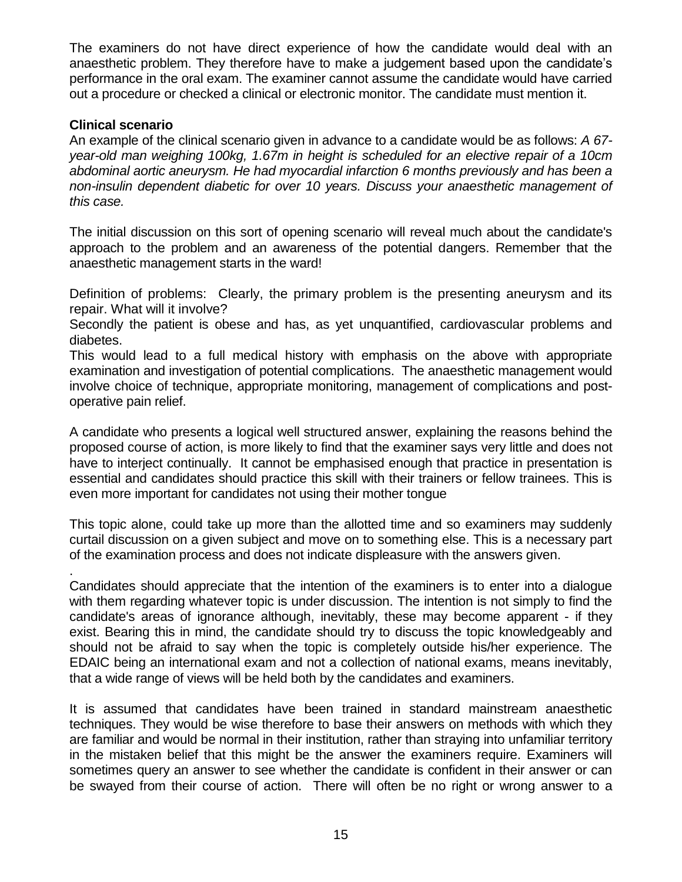The examiners do not have direct experience of how the candidate would deal with an anaesthetic problem. They therefore have to make a judgement based upon the candidate's performance in the oral exam. The examiner cannot assume the candidate would have carried out a procedure or checked a clinical or electronic monitor. The candidate must mention it.

**Clinical scenario**

An example of the clinical scenario given in advance to a candidate would be as follows: *A 67-year-old man weighing 100kg, 1.67m in height is scheduled for an elective repair of a 10cm abdominal aortic aneurysm. He had myocardial infarction 6 months previously and has been a non-insulin dependent diabetic for over 10 years. Discuss your anaesthetic management of this case.*

The initial discussion on this sort of opening scenario will reveal much about the candidate's approach to the problem and an awareness of the potential dangers. Remember that the anaesthetic management starts in the ward!

Definition of problems: Clearly, the primary problem is the presenting aneurysm and its repair. What will it involve?

Secondly the patient is obese and has, as yet unquantified, cardiovascular problems and diabetes.

This would lead to a full medical history with emphasis on the above with appropriate examination and investigation of potential complications. The anaesthetic management would involve choice of technique, appropriate monitoring, management of complications and post-operative pain relief.

A candidate who presents a logical well structured answer, explaining the reasons behind the proposed course of action, is more likely to find that the examiner says very little and does not have to interject continually. It cannot be emphasised enough that practice in presentation is essential and candidates should practice this skill with their trainers or fellow trainees. This is even more important for candidates not using their mother tongue

This topic alone, could take up more than the allotted time and so examiners may suddenly curtail discussion on a given subject and move on to something else. This is a necessary part of the examination process and does not indicate displeasure with the answers given.

.

Candidates should appreciate that the intention of the examiners is to enter into a dialogue with them regarding whatever topic is under discussion. The intention is not simply to find the candidate's areas of ignorance although, inevitably, these may become apparent - if they exist. Bearing this in mind, the candidate should try to discuss the topic knowledgeably and should not be afraid to say when the topic is completely outside his/her experience. The EDAIC being an international exam and not a collection of national exams, means inevitably, that a wide range of views will be held both by the candidates and examiners.

It is assumed that candidates have been trained in standard mainstream anaesthetic techniques. They would be wise therefore to base their answers on methods with which they are familiar and would be normal in their institution, rather than straying into unfamiliar territory in the mistaken belief that this might be the answer the examiners require. Examiners will sometimes query an answer to see whether the candidate is confident in their answer or can be swayed from their course of action. There will often be no right or wrong answer to a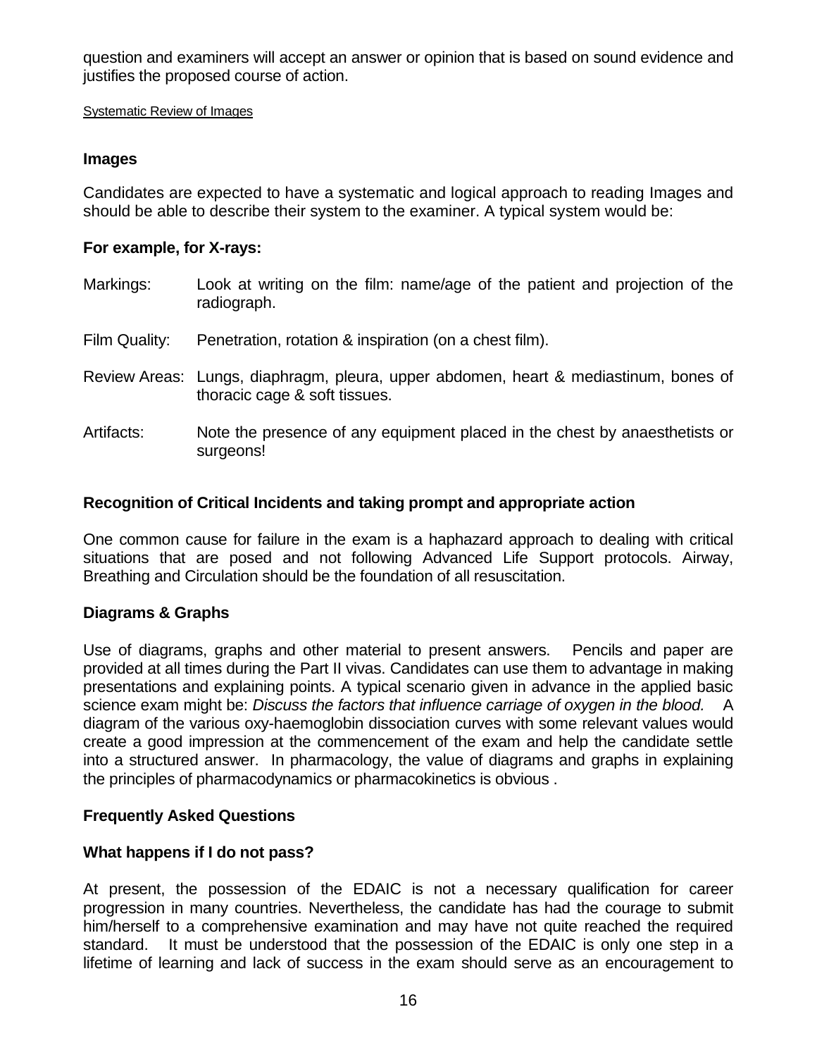question and examiners will accept an answer or opinion that is based on sound evidence and justifies the proposed course of action.

Systematic Review of Images

### Images

Candidates are expected to have a systematic and logical approach to reading Images and should be able to describe their system to the examiner. A typical system would be:

**For example, for X-rays:**

| | |
|---|---|
| Markings: | Look at writing on the film: name/age of the patient and projection of the radiograph. |
| Film Quality: | Penetration, rotation & inspiration (on a chest film). |
| Review Areas: | Lungs, diaphragm, pleura, upper abdomen, heart & mediastinum, bones of thoracic cage & soft tissues. |
| Artifacts: | Note the presence of any equipment placed in the chest by anaesthetists or surgeons! |

### Recognition of Critical Incidents and taking prompt and appropriate action

One common cause for failure in the exam is a haphazard approach to dealing with critical situations that are posed and not following Advanced Life Support protocols. Airway, Breathing and Circulation should be the foundation of all resuscitation.

### Diagrams & Graphs

Use of diagrams, graphs and other material to present answers. Pencils and paper are provided at all times during the Part II vivas. Candidates can use them to advantage in making presentations and explaining points. A typical scenario given in advance in the applied basic science exam might be: *Discuss the factors that influence carriage of oxygen in the blood.* A diagram of the various oxy-haemoglobin dissociation curves with some relevant values would create a good impression at the commencement of the exam and help the candidate settle into a structured answer. In pharmacology, the value of diagrams and graphs in explaining the principles of pharmacodynamics or pharmacokinetics is obvious .

### Frequently Asked Questions

### What happens if I do not pass?

At present, the possession of the EDAIC is not a necessary qualification for career progression in many countries. Nevertheless, the candidate has had the courage to submit him/herself to a comprehensive examination and may have not quite reached the required standard. It must be understood that the possession of the EDAIC is only one step in a lifetime of learning and lack of success in the exam should serve as an encouragement to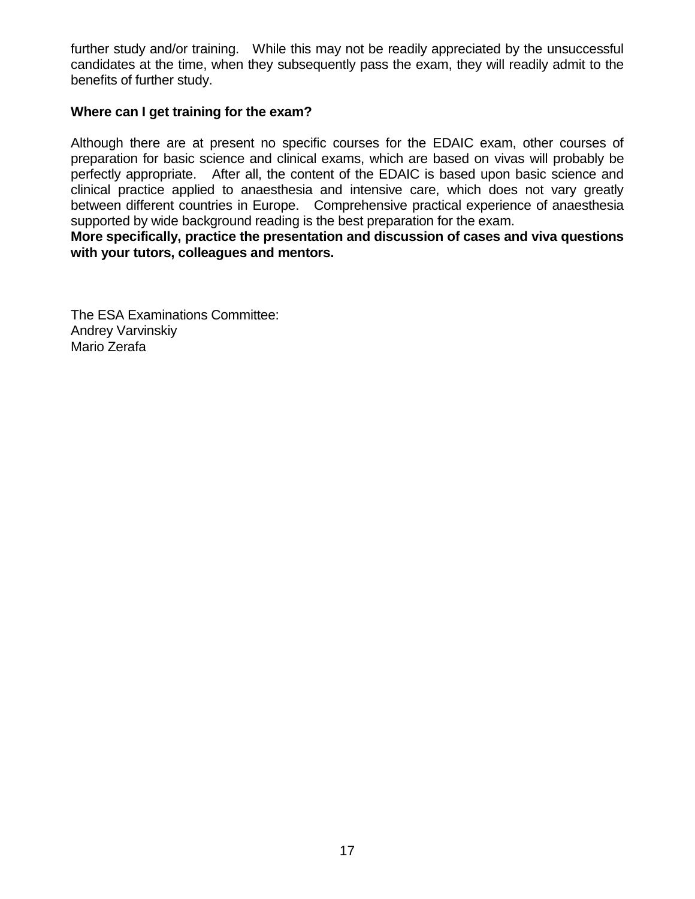further study and/or training. While this may not be readily appreciated by the unsuccessful candidates at the time, when they subsequently pass the exam, they will readily admit to the benefits of further study.

**Where can I get training for the exam?**

Although there are at present no specific courses for the EDAIC exam, other courses of preparation for basic science and clinical exams, which are based on vivas will probably be perfectly appropriate. After all, the content of the EDAIC is based upon basic science and clinical practice applied to anaesthesia and intensive care, which does not vary greatly between different countries in Europe. Comprehensive practical experience of anaesthesia supported by wide background reading is the best preparation for the exam.
**More specifically, practice the presentation and discussion of cases and viva questions with your tutors, colleagues and mentors.**

The ESA Examinations Committee:
Andrey Varvinskiy
Mario Zerafa